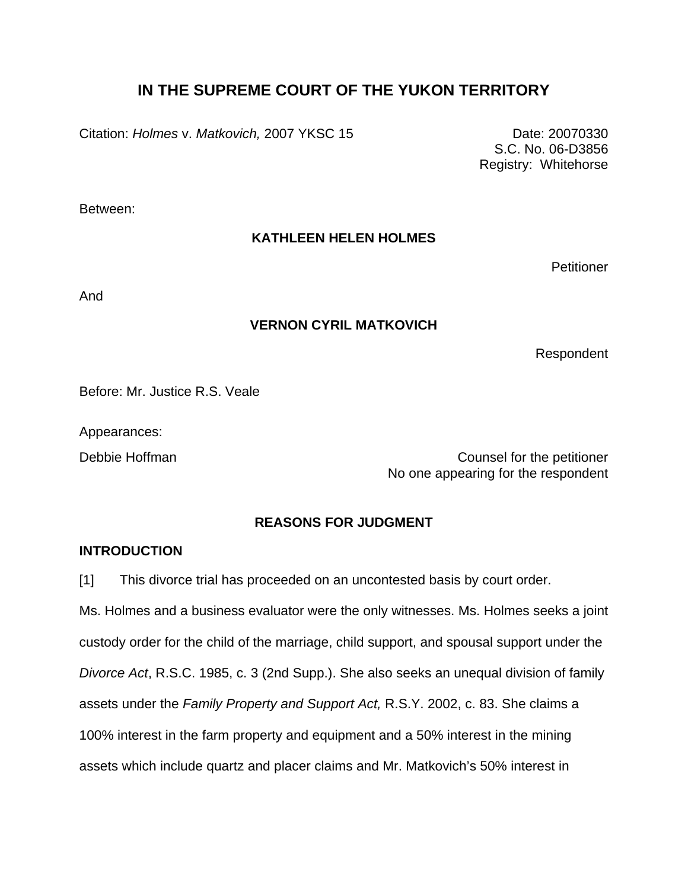# IN THE SUPREME COURT OF THE YUKON TERRITORY

Citation: *Holmes* v. *Matkovich,* 2007 YKSC 15

Date: 20070330
S.C. No. 06-D3856
Registry: Whitehorse

Between:

**KATHLEEN HELEN HOLMES**

Petitioner

And

**VERNON CYRIL MATKOVICH**

Respondent

Before: Mr. Justice R.S. Veale

Appearances:

Debbie Hoffman — Counsel for the petitioner
No one appearing for the respondent

## REASONS FOR JUDGMENT

### INTRODUCTION

[1] This divorce trial has proceeded on an uncontested basis by court order. Ms. Holmes and a business evaluator were the only witnesses. Ms. Holmes seeks a joint custody order for the child of the marriage, child support, and spousal support under the *Divorce Act*, R.S.C. 1985, c. 3 (2nd Supp.). She also seeks an unequal division of family assets under the *Family Property and Support Act,* R.S.Y. 2002, c. 83. She claims a 100% interest in the farm property and equipment and a 50% interest in the mining assets which include quartz and placer claims and Mr. Matkovich's 50% interest in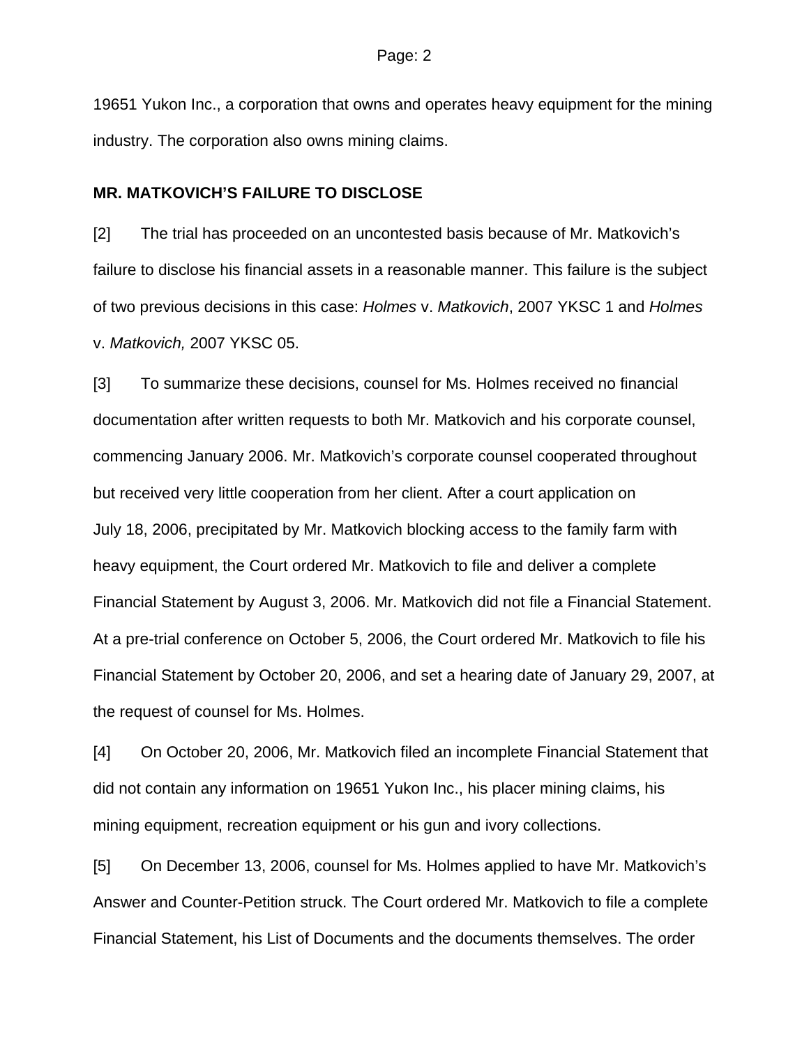19651 Yukon Inc., a corporation that owns and operates heavy equipment for the mining industry. The corporation also owns mining claims.

## MR. MATKOVICH'S FAILURE TO DISCLOSE

[2] The trial has proceeded on an uncontested basis because of Mr. Matkovich's failure to disclose his financial assets in a reasonable manner. This failure is the subject of two previous decisions in this case: *Holmes* v. *Matkovich*, 2007 YKSC 1 and *Holmes* v. *Matkovich,* 2007 YKSC 05.

[3] To summarize these decisions, counsel for Ms. Holmes received no financial documentation after written requests to both Mr. Matkovich and his corporate counsel, commencing January 2006. Mr. Matkovich's corporate counsel cooperated throughout but received very little cooperation from her client. After a court application on July 18, 2006, precipitated by Mr. Matkovich blocking access to the family farm with heavy equipment, the Court ordered Mr. Matkovich to file and deliver a complete Financial Statement by August 3, 2006. Mr. Matkovich did not file a Financial Statement. At a pre-trial conference on October 5, 2006, the Court ordered Mr. Matkovich to file his Financial Statement by October 20, 2006, and set a hearing date of January 29, 2007, at the request of counsel for Ms. Holmes.

[4] On October 20, 2006, Mr. Matkovich filed an incomplete Financial Statement that did not contain any information on 19651 Yukon Inc., his placer mining claims, his mining equipment, recreation equipment or his gun and ivory collections.

[5] On December 13, 2006, counsel for Ms. Holmes applied to have Mr. Matkovich's Answer and Counter-Petition struck. The Court ordered Mr. Matkovich to file a complete Financial Statement, his List of Documents and the documents themselves. The order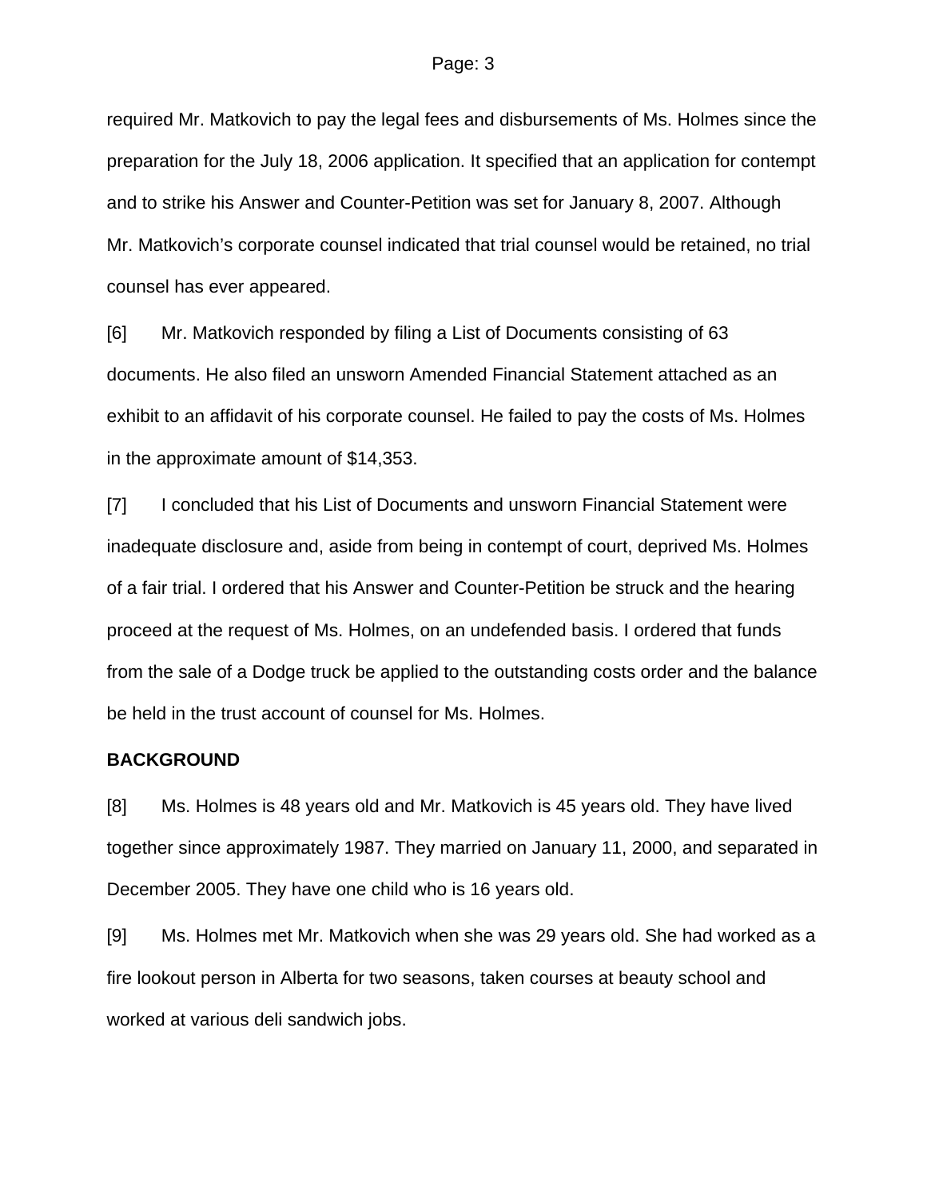required Mr. Matkovich to pay the legal fees and disbursements of Ms. Holmes since the preparation for the July 18, 2006 application. It specified that an application for contempt and to strike his Answer and Counter-Petition was set for January 8, 2007. Although Mr. Matkovich's corporate counsel indicated that trial counsel would be retained, no trial counsel has ever appeared.

[6] Mr. Matkovich responded by filing a List of Documents consisting of 63 documents. He also filed an unsworn Amended Financial Statement attached as an exhibit to an affidavit of his corporate counsel. He failed to pay the costs of Ms. Holmes in the approximate amount of $14,353.

[7] I concluded that his List of Documents and unsworn Financial Statement were inadequate disclosure and, aside from being in contempt of court, deprived Ms. Holmes of a fair trial. I ordered that his Answer and Counter-Petition be struck and the hearing proceed at the request of Ms. Holmes, on an undefended basis. I ordered that funds from the sale of a Dodge truck be applied to the outstanding costs order and the balance be held in the trust account of counsel for Ms. Holmes.

**BACKGROUND**

[8] Ms. Holmes is 48 years old and Mr. Matkovich is 45 years old. They have lived together since approximately 1987. They married on January 11, 2000, and separated in December 2005. They have one child who is 16 years old.

[9] Ms. Holmes met Mr. Matkovich when she was 29 years old. She had worked as a fire lookout person in Alberta for two seasons, taken courses at beauty school and worked at various deli sandwich jobs.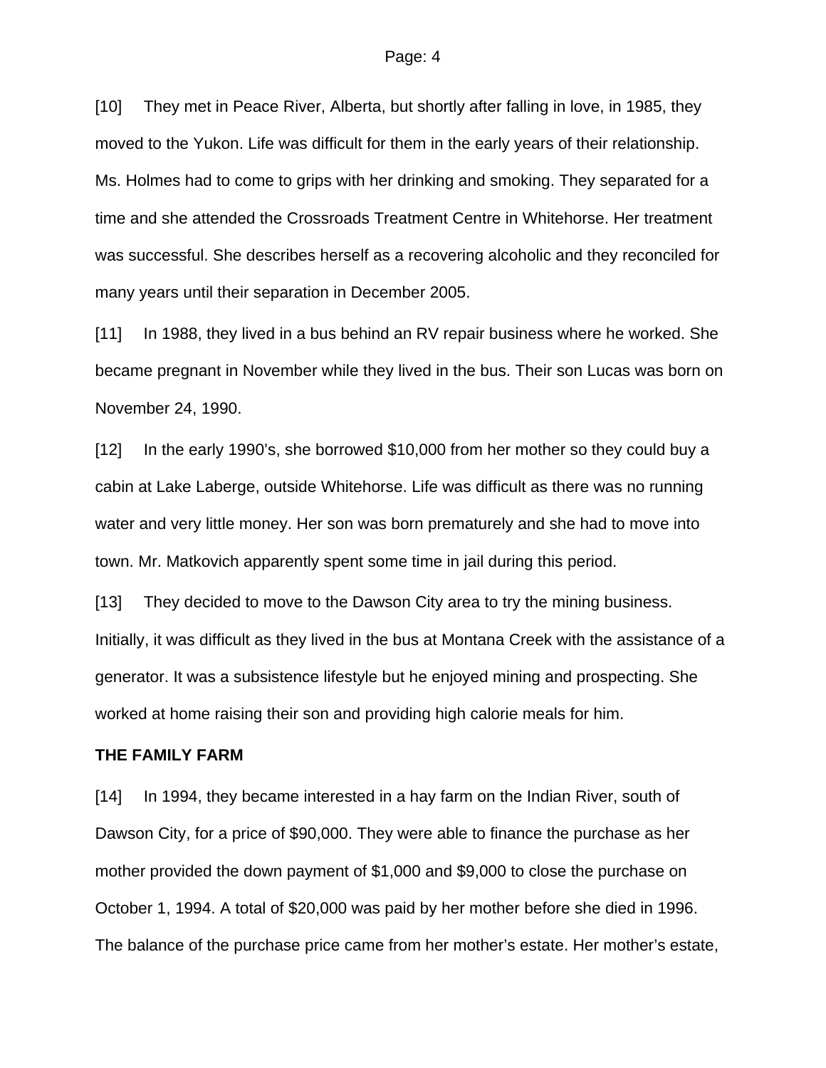[10] They met in Peace River, Alberta, but shortly after falling in love, in 1985, they moved to the Yukon. Life was difficult for them in the early years of their relationship. Ms. Holmes had to come to grips with her drinking and smoking. They separated for a time and she attended the Crossroads Treatment Centre in Whitehorse. Her treatment was successful. She describes herself as a recovering alcoholic and they reconciled for many years until their separation in December 2005.

[11] In 1988, they lived in a bus behind an RV repair business where he worked. She became pregnant in November while they lived in the bus. Their son Lucas was born on November 24, 1990.

[12] In the early 1990's, she borrowed $10,000 from her mother so they could buy a cabin at Lake Laberge, outside Whitehorse. Life was difficult as there was no running water and very little money. Her son was born prematurely and she had to move into town. Mr. Matkovich apparently spent some time in jail during this period.

[13] They decided to move to the Dawson City area to try the mining business. Initially, it was difficult as they lived in the bus at Montana Creek with the assistance of a generator. It was a subsistence lifestyle but he enjoyed mining and prospecting. She worked at home raising their son and providing high calorie meals for him.

**THE FAMILY FARM**

[14] In 1994, they became interested in a hay farm on the Indian River, south of Dawson City, for a price of $90,000. They were able to finance the purchase as her mother provided the down payment of $1,000 and $9,000 to close the purchase on October 1, 1994. A total of $20,000 was paid by her mother before she died in 1996. The balance of the purchase price came from her mother's estate. Her mother's estate,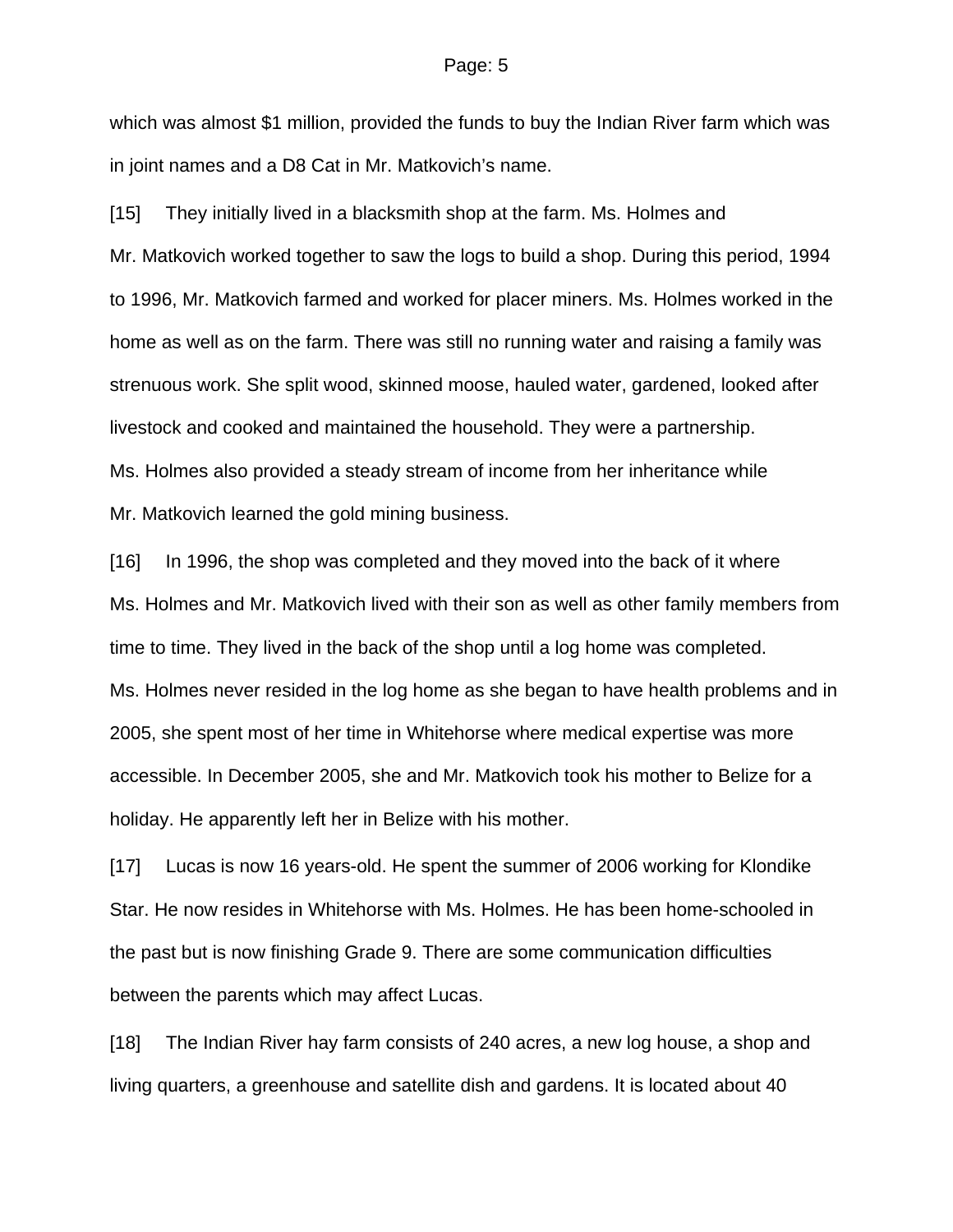which was almost $1 million, provided the funds to buy the Indian River farm which was in joint names and a D8 Cat in Mr. Matkovich's name.

[15] They initially lived in a blacksmith shop at the farm. Ms. Holmes and Mr. Matkovich worked together to saw the logs to build a shop. During this period, 1994 to 1996, Mr. Matkovich farmed and worked for placer miners. Ms. Holmes worked in the home as well as on the farm. There was still no running water and raising a family was strenuous work. She split wood, skinned moose, hauled water, gardened, looked after livestock and cooked and maintained the household. They were a partnership. Ms. Holmes also provided a steady stream of income from her inheritance while Mr. Matkovich learned the gold mining business.

[16] In 1996, the shop was completed and they moved into the back of it where Ms. Holmes and Mr. Matkovich lived with their son as well as other family members from time to time. They lived in the back of the shop until a log home was completed. Ms. Holmes never resided in the log home as she began to have health problems and in 2005, she spent most of her time in Whitehorse where medical expertise was more accessible. In December 2005, she and Mr. Matkovich took his mother to Belize for a holiday. He apparently left her in Belize with his mother.

[17] Lucas is now 16 years-old. He spent the summer of 2006 working for Klondike Star. He now resides in Whitehorse with Ms. Holmes. He has been home-schooled in the past but is now finishing Grade 9. There are some communication difficulties between the parents which may affect Lucas.

[18] The Indian River hay farm consists of 240 acres, a new log house, a shop and living quarters, a greenhouse and satellite dish and gardens. It is located about 40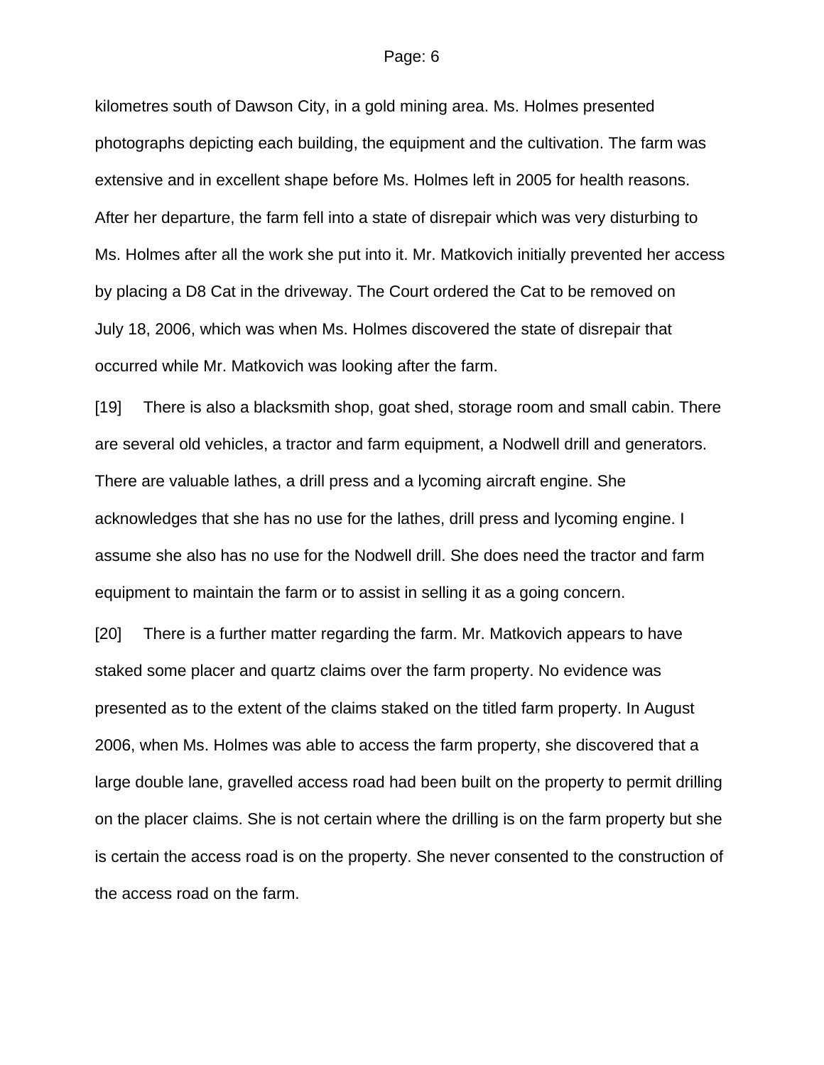kilometres south of Dawson City, in a gold mining area. Ms. Holmes presented photographs depicting each building, the equipment and the cultivation. The farm was extensive and in excellent shape before Ms. Holmes left in 2005 for health reasons. After her departure, the farm fell into a state of disrepair which was very disturbing to Ms. Holmes after all the work she put into it. Mr. Matkovich initially prevented her access by placing a D8 Cat in the driveway. The Court ordered the Cat to be removed on July 18, 2006, which was when Ms. Holmes discovered the state of disrepair that occurred while Mr. Matkovich was looking after the farm.

[19] There is also a blacksmith shop, goat shed, storage room and small cabin. There are several old vehicles, a tractor and farm equipment, a Nodwell drill and generators. There are valuable lathes, a drill press and a lycoming aircraft engine. She acknowledges that she has no use for the lathes, drill press and lycoming engine. I assume she also has no use for the Nodwell drill. She does need the tractor and farm equipment to maintain the farm or to assist in selling it as a going concern.

[20] There is a further matter regarding the farm. Mr. Matkovich appears to have staked some placer and quartz claims over the farm property. No evidence was presented as to the extent of the claims staked on the titled farm property. In August 2006, when Ms. Holmes was able to access the farm property, she discovered that a large double lane, gravelled access road had been built on the property to permit drilling on the placer claims. She is not certain where the drilling is on the farm property but she is certain the access road is on the property. She never consented to the construction of the access road on the farm.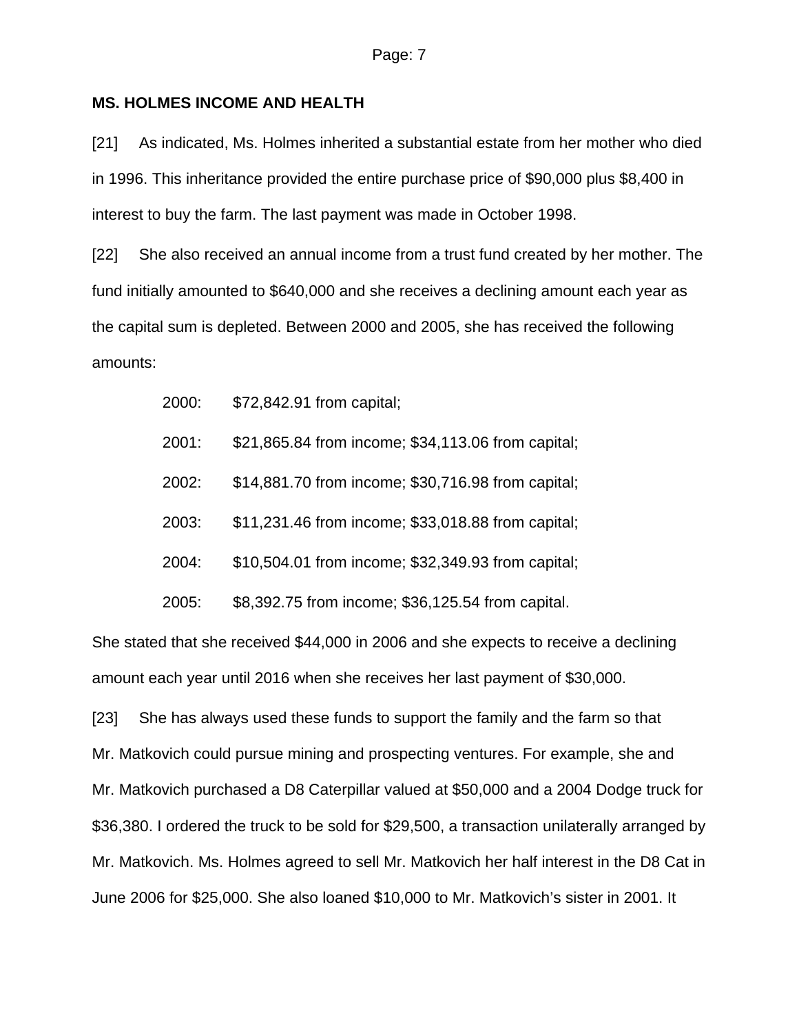## MS. HOLMES INCOME AND HEALTH

[21] As indicated, Ms. Holmes inherited a substantial estate from her mother who died in 1996. This inheritance provided the entire purchase price of $90,000 plus $8,400 in interest to buy the farm. The last payment was made in October 1998.

[22] She also received an annual income from a trust fund created by her mother. The fund initially amounted to $640,000 and she receives a declining amount each year as the capital sum is depleted. Between 2000 and 2005, she has received the following amounts:

2000: $72,842.91 from capital;

2001: $21,865.84 from income; $34,113.06 from capital;

2002: $14,881.70 from income; $30,716.98 from capital;

2003: $11,231.46 from income; $33,018.88 from capital;

2004: $10,504.01 from income; $32,349.93 from capital;

2005: $8,392.75 from income; $36,125.54 from capital.

She stated that she received $44,000 in 2006 and she expects to receive a declining amount each year until 2016 when she receives her last payment of $30,000.

[23] She has always used these funds to support the family and the farm so that Mr. Matkovich could pursue mining and prospecting ventures. For example, she and Mr. Matkovich purchased a D8 Caterpillar valued at $50,000 and a 2004 Dodge truck for $36,380. I ordered the truck to be sold for $29,500, a transaction unilaterally arranged by Mr. Matkovich. Ms. Holmes agreed to sell Mr. Matkovich her half interest in the D8 Cat in June 2006 for $25,000. She also loaned $10,000 to Mr. Matkovich's sister in 2001. It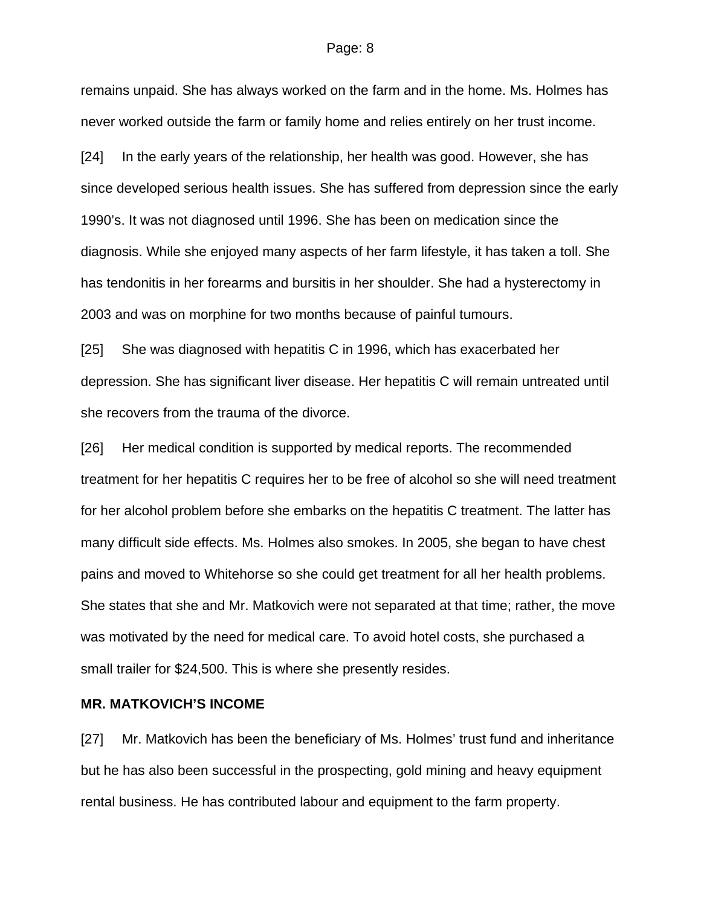remains unpaid. She has always worked on the farm and in the home. Ms. Holmes has never worked outside the farm or family home and relies entirely on her trust income.

[24] In the early years of the relationship, her health was good. However, she has since developed serious health issues. She has suffered from depression since the early 1990's. It was not diagnosed until 1996. She has been on medication since the diagnosis. While she enjoyed many aspects of her farm lifestyle, it has taken a toll. She has tendonitis in her forearms and bursitis in her shoulder. She had a hysterectomy in 2003 and was on morphine for two months because of painful tumours.

[25] She was diagnosed with hepatitis C in 1996, which has exacerbated her depression. She has significant liver disease. Her hepatitis C will remain untreated until she recovers from the trauma of the divorce.

[26] Her medical condition is supported by medical reports. The recommended treatment for her hepatitis C requires her to be free of alcohol so she will need treatment for her alcohol problem before she embarks on the hepatitis C treatment. The latter has many difficult side effects. Ms. Holmes also smokes. In 2005, she began to have chest pains and moved to Whitehorse so she could get treatment for all her health problems. She states that she and Mr. Matkovich were not separated at that time; rather, the move was motivated by the need for medical care. To avoid hotel costs, she purchased a small trailer for $24,500. This is where she presently resides.

**MR. MATKOVICH'S INCOME**

[27] Mr. Matkovich has been the beneficiary of Ms. Holmes' trust fund and inheritance but he has also been successful in the prospecting, gold mining and heavy equipment rental business. He has contributed labour and equipment to the farm property.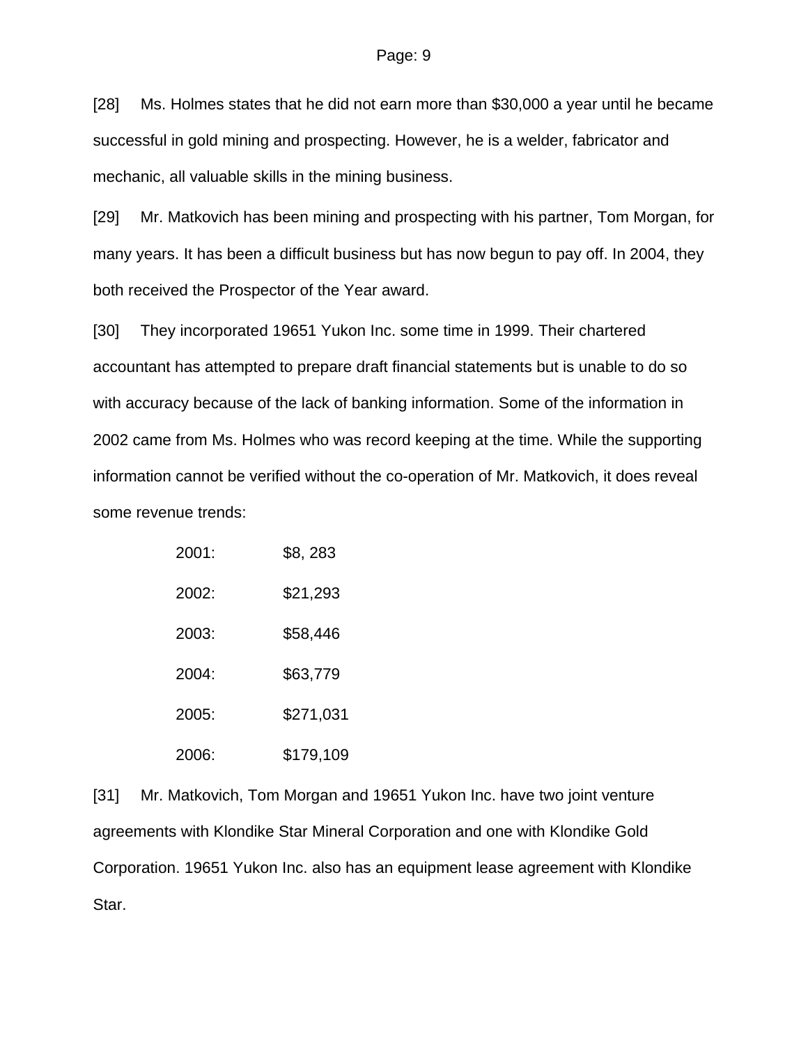[28] Ms. Holmes states that he did not earn more than $30,000 a year until he became successful in gold mining and prospecting. However, he is a welder, fabricator and mechanic, all valuable skills in the mining business.

[29] Mr. Matkovich has been mining and prospecting with his partner, Tom Morgan, for many years. It has been a difficult business but has now begun to pay off. In 2004, they both received the Prospector of the Year award.

[30] They incorporated 19651 Yukon Inc. some time in 1999. Their chartered accountant has attempted to prepare draft financial statements but is unable to do so with accuracy because of the lack of banking information. Some of the information in 2002 came from Ms. Holmes who was record keeping at the time. While the supporting information cannot be verified without the co-operation of Mr. Matkovich, it does reveal some revenue trends:

| | |
|---|---|
| 2001: | $8, 283 |
| 2002: | $21,293 |
| 2003: | $58,446 |
| 2004: | $63,779 |
| 2005: | $271,031 |
| 2006: | $179,109 |

[31] Mr. Matkovich, Tom Morgan and 19651 Yukon Inc. have two joint venture agreements with Klondike Star Mineral Corporation and one with Klondike Gold Corporation. 19651 Yukon Inc. also has an equipment lease agreement with Klondike Star.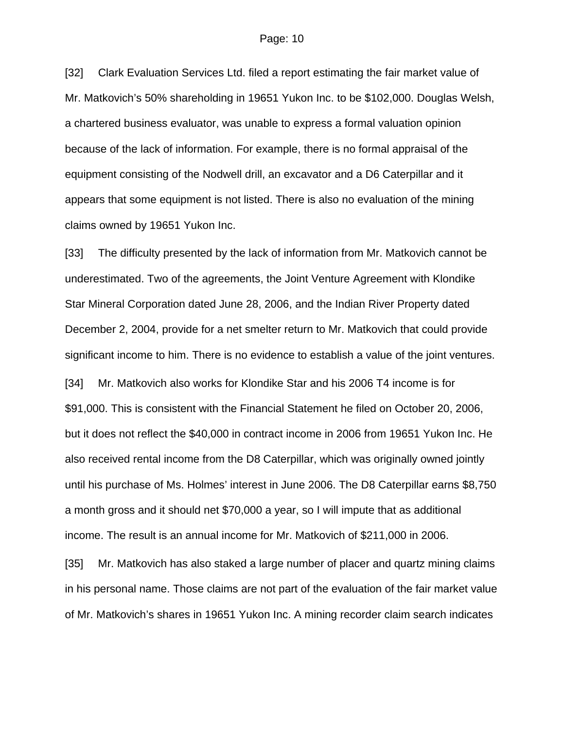[32] Clark Evaluation Services Ltd. filed a report estimating the fair market value of Mr. Matkovich's 50% shareholding in 19651 Yukon Inc. to be $102,000. Douglas Welsh, a chartered business evaluator, was unable to express a formal valuation opinion because of the lack of information. For example, there is no formal appraisal of the equipment consisting of the Nodwell drill, an excavator and a D6 Caterpillar and it appears that some equipment is not listed. There is also no evaluation of the mining claims owned by 19651 Yukon Inc.

[33] The difficulty presented by the lack of information from Mr. Matkovich cannot be underestimated. Two of the agreements, the Joint Venture Agreement with Klondike Star Mineral Corporation dated June 28, 2006, and the Indian River Property dated December 2, 2004, provide for a net smelter return to Mr. Matkovich that could provide significant income to him. There is no evidence to establish a value of the joint ventures.

[34] Mr. Matkovich also works for Klondike Star and his 2006 T4 income is for $91,000. This is consistent with the Financial Statement he filed on October 20, 2006, but it does not reflect the $40,000 in contract income in 2006 from 19651 Yukon Inc. He also received rental income from the D8 Caterpillar, which was originally owned jointly until his purchase of Ms. Holmes' interest in June 2006. The D8 Caterpillar earns $8,750 a month gross and it should net $70,000 a year, so I will impute that as additional income. The result is an annual income for Mr. Matkovich of $211,000 in 2006.

[35] Mr. Matkovich has also staked a large number of placer and quartz mining claims in his personal name. Those claims are not part of the evaluation of the fair market value of Mr. Matkovich's shares in 19651 Yukon Inc. A mining recorder claim search indicates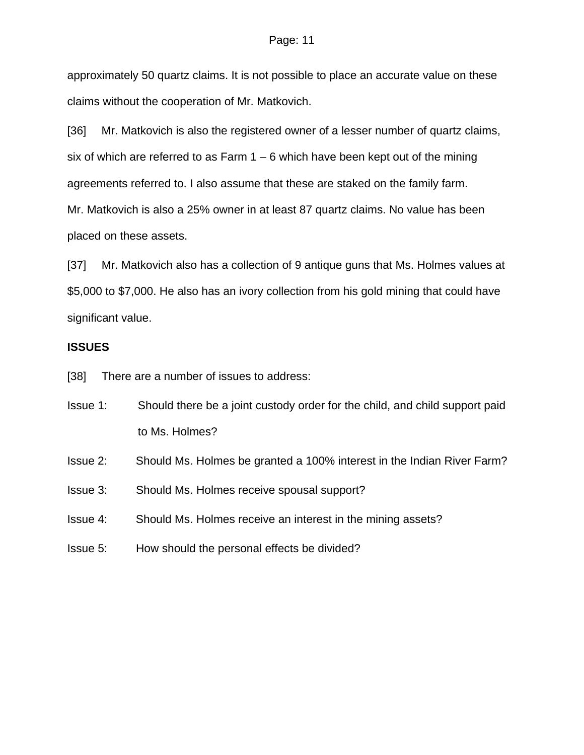approximately 50 quartz claims. It is not possible to place an accurate value on these claims without the cooperation of Mr. Matkovich.

[36] Mr. Matkovich is also the registered owner of a lesser number of quartz claims, six of which are referred to as Farm 1 – 6 which have been kept out of the mining agreements referred to. I also assume that these are staked on the family farm. Mr. Matkovich is also a 25% owner in at least 87 quartz claims. No value has been placed on these assets.

[37] Mr. Matkovich also has a collection of 9 antique guns that Ms. Holmes values at $5,000 to $7,000. He also has an ivory collection from his gold mining that could have significant value.

**ISSUES**

[38] There are a number of issues to address:

Issue 1: Should there be a joint custody order for the child, and child support paid to Ms. Holmes?

Issue 2: Should Ms. Holmes be granted a 100% interest in the Indian River Farm?

Issue 3: Should Ms. Holmes receive spousal support?

Issue 4: Should Ms. Holmes receive an interest in the mining assets?

Issue 5: How should the personal effects be divided?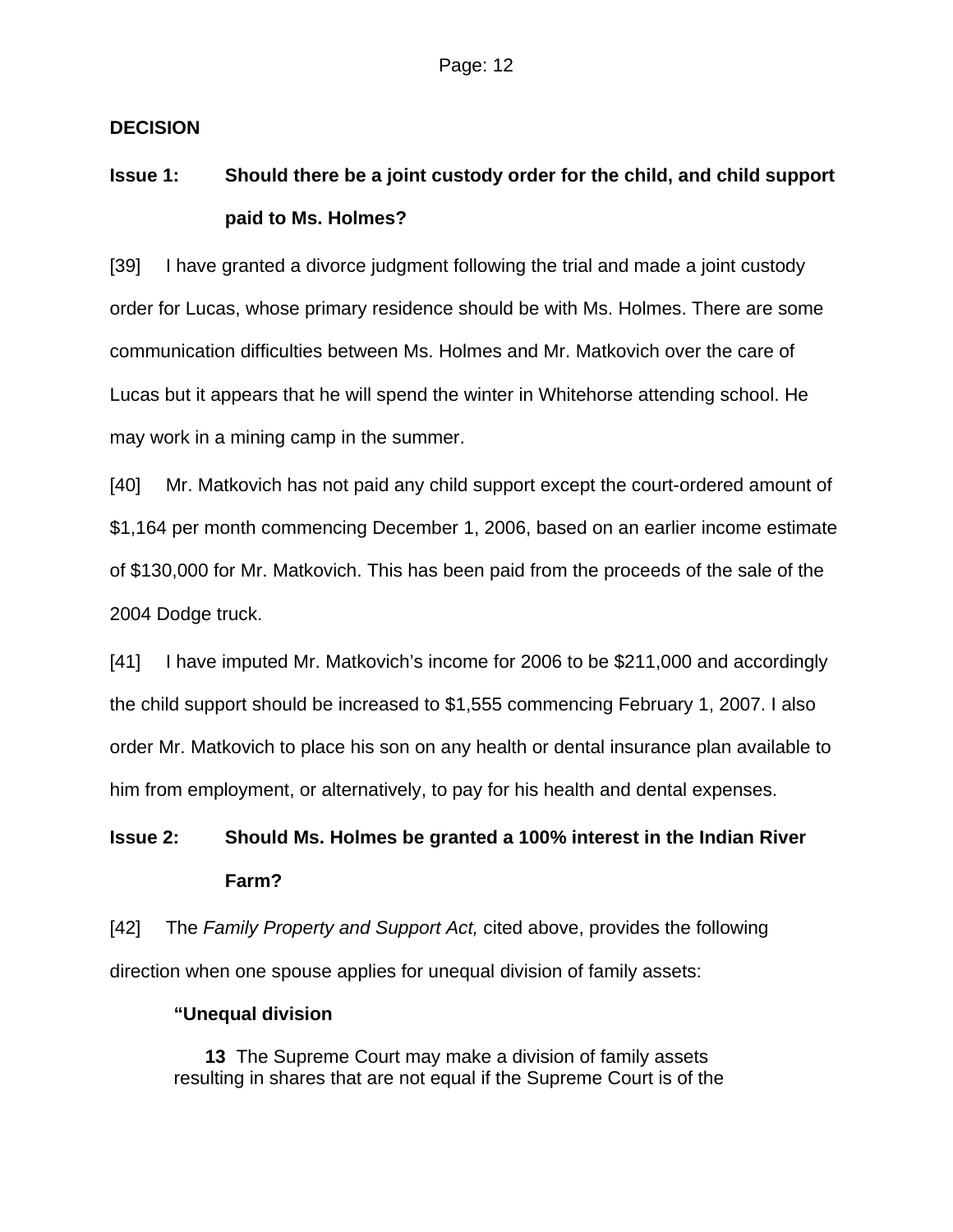**DECISION**

**Issue 1: Should there be a joint custody order for the child, and child support paid to Ms. Holmes?**

[39] I have granted a divorce judgment following the trial and made a joint custody order for Lucas, whose primary residence should be with Ms. Holmes. There are some communication difficulties between Ms. Holmes and Mr. Matkovich over the care of Lucas but it appears that he will spend the winter in Whitehorse attending school. He may work in a mining camp in the summer.

[40] Mr. Matkovich has not paid any child support except the court-ordered amount of $1,164 per month commencing December 1, 2006, based on an earlier income estimate of $130,000 for Mr. Matkovich. This has been paid from the proceeds of the sale of the 2004 Dodge truck.

[41] I have imputed Mr. Matkovich's income for 2006 to be $211,000 and accordingly the child support should be increased to $1,555 commencing February 1, 2007. I also order Mr. Matkovich to place his son on any health or dental insurance plan available to him from employment, or alternatively, to pay for his health and dental expenses.

**Issue 2: Should Ms. Holmes be granted a 100% interest in the Indian River Farm?**

[42] The *Family Property and Support Act,* cited above, provides the following direction when one spouse applies for unequal division of family assets:

> **"Unequal division**
>
> **13** The Supreme Court may make a division of family assets resulting in shares that are not equal if the Supreme Court is of the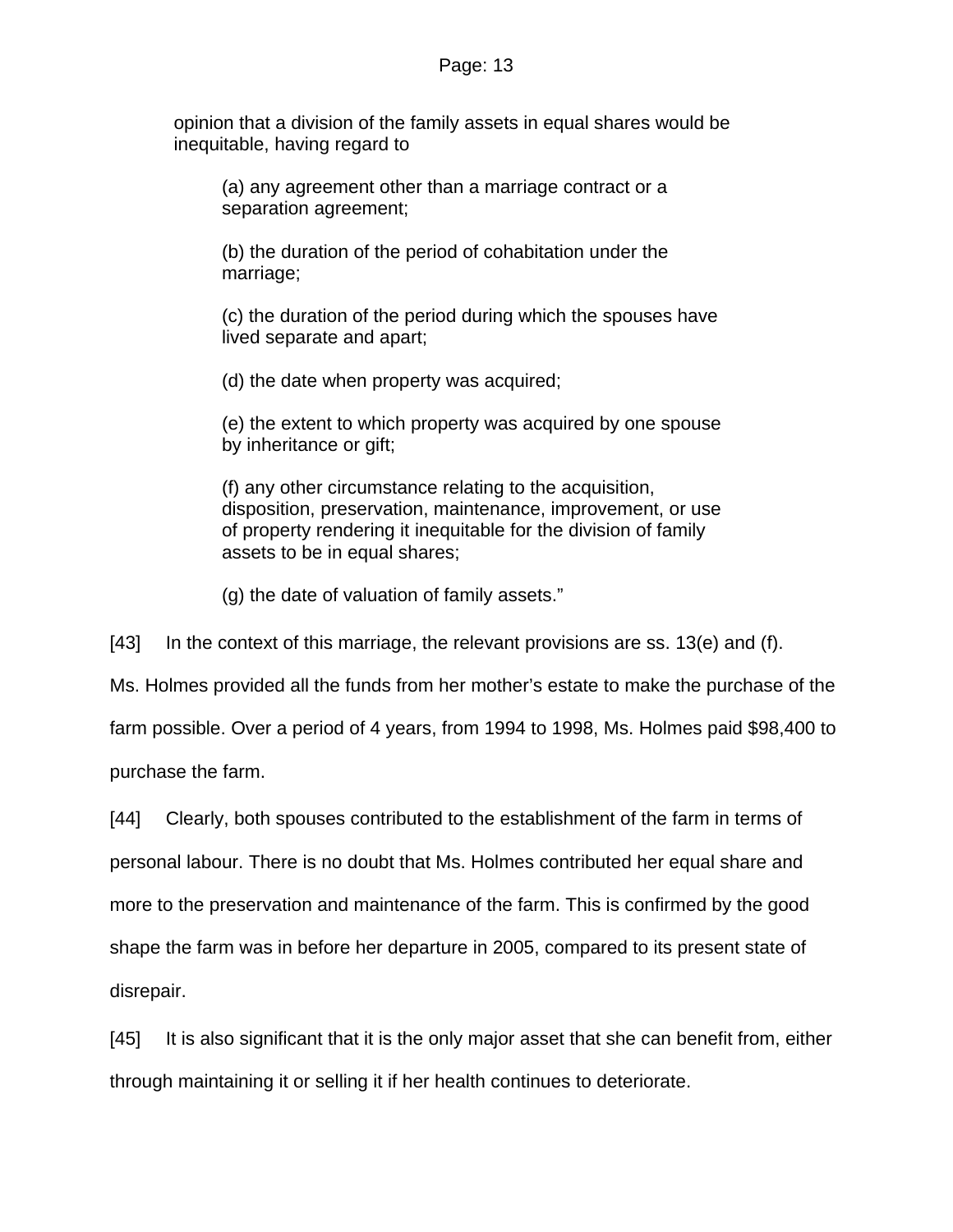> opinion that a division of the family assets in equal shares would be inequitable, having regard to
>
> > (a) any agreement other than a marriage contract or a separation agreement;
> >
> > (b) the duration of the period of cohabitation under the marriage;
> >
> > (c) the duration of the period during which the spouses have lived separate and apart;
> >
> > (d) the date when property was acquired;
> >
> > (e) the extent to which property was acquired by one spouse by inheritance or gift;
> >
> > (f) any other circumstance relating to the acquisition, disposition, preservation, maintenance, improvement, or use of property rendering it inequitable for the division of family assets to be in equal shares;
> >
> > (g) the date of valuation of family assets."

[43] In the context of this marriage, the relevant provisions are ss. 13(e) and (f). Ms. Holmes provided all the funds from her mother's estate to make the purchase of the farm possible. Over a period of 4 years, from 1994 to 1998, Ms. Holmes paid $98,400 to purchase the farm.

[44] Clearly, both spouses contributed to the establishment of the farm in terms of personal labour. There is no doubt that Ms. Holmes contributed her equal share and more to the preservation and maintenance of the farm. This is confirmed by the good shape the farm was in before her departure in 2005, compared to its present state of disrepair.

[45] It is also significant that it is the only major asset that she can benefit from, either through maintaining it or selling it if her health continues to deteriorate.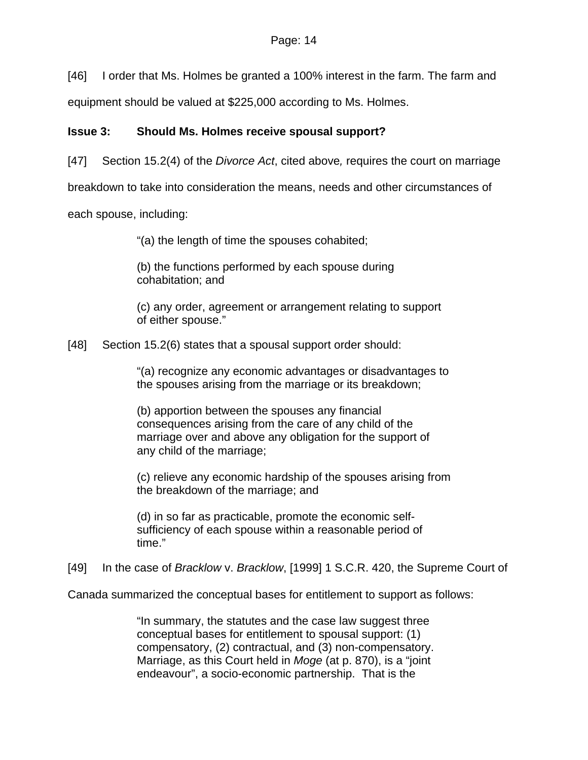[46] I order that Ms. Holmes be granted a 100% interest in the farm. The farm and equipment should be valued at $225,000 according to Ms. Holmes.

**Issue 3: Should Ms. Holmes receive spousal support?**

[47] Section 15.2(4) of the *Divorce Act*, cited above*,* requires the court on marriage breakdown to take into consideration the means, needs and other circumstances of each spouse, including:

> "(a) the length of time the spouses cohabited;
>
> (b) the functions performed by each spouse during cohabitation; and
>
> (c) any order, agreement or arrangement relating to support of either spouse."

[48] Section 15.2(6) states that a spousal support order should:

> "(a) recognize any economic advantages or disadvantages to the spouses arising from the marriage or its breakdown;
>
> (b) apportion between the spouses any financial consequences arising from the care of any child of the marriage over and above any obligation for the support of any child of the marriage;
>
> (c) relieve any economic hardship of the spouses arising from the breakdown of the marriage; and
>
> (d) in so far as practicable, promote the economic self-sufficiency of each spouse within a reasonable period of time."

[49] In the case of *Bracklow* v. *Bracklow*, [1999] 1 S.C.R. 420, the Supreme Court of Canada summarized the conceptual bases for entitlement to support as follows:

> "In summary, the statutes and the case law suggest three conceptual bases for entitlement to spousal support: (1) compensatory, (2) contractual, and (3) non-compensatory. Marriage, as this Court held in *Moge* (at p. 870), is a "joint endeavour", a socio-economic partnership. That is the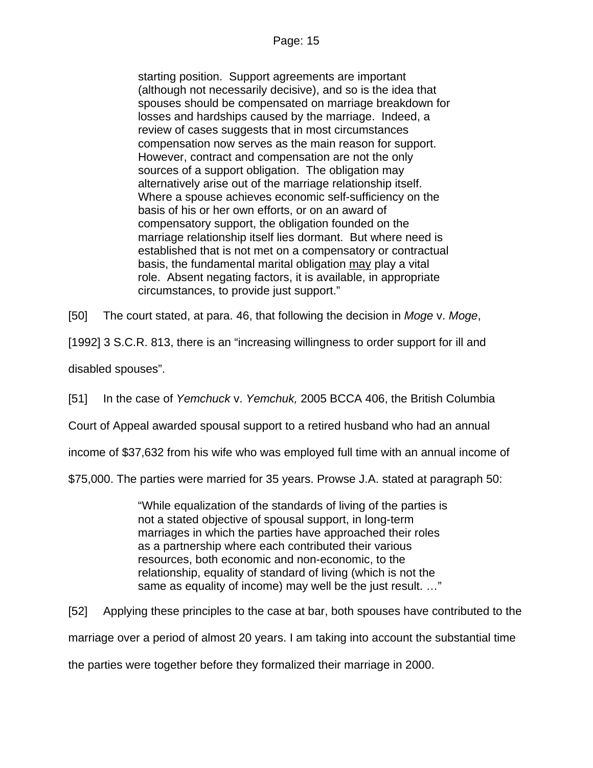> starting position. Support agreements are important (although not necessarily decisive), and so is the idea that spouses should be compensated on marriage breakdown for losses and hardships caused by the marriage. Indeed, a review of cases suggests that in most circumstances compensation now serves as the main reason for support. However, contract and compensation are not the only sources of a support obligation. The obligation may alternatively arise out of the marriage relationship itself. Where a spouse achieves economic self-sufficiency on the basis of his or her own efforts, or on an award of compensatory support, the obligation founded on the marriage relationship itself lies dormant. But where need is established that is not met on a compensatory or contractual basis, the fundamental marital obligation <u>may</u> play a vital role. Absent negating factors, it is available, in appropriate circumstances, to provide just support."

[50] The court stated, at para. 46, that following the decision in *Moge* v. *Moge*, [1992] 3 S.C.R. 813, there is an "increasing willingness to order support for ill and disabled spouses".

[51] In the case of *Yemchuck* v. *Yemchuk,* 2005 BCCA 406, the British Columbia Court of Appeal awarded spousal support to a retired husband who had an annual income of $37,632 from his wife who was employed full time with an annual income of $75,000. The parties were married for 35 years. Prowse J.A. stated at paragraph 50:

> "While equalization of the standards of living of the parties is not a stated objective of spousal support, in long-term marriages in which the parties have approached their roles as a partnership where each contributed their various resources, both economic and non-economic, to the relationship, equality of standard of living (which is not the same as equality of income) may well be the just result. …"

[52] Applying these principles to the case at bar, both spouses have contributed to the marriage over a period of almost 20 years. I am taking into account the substantial time the parties were together before they formalized their marriage in 2000.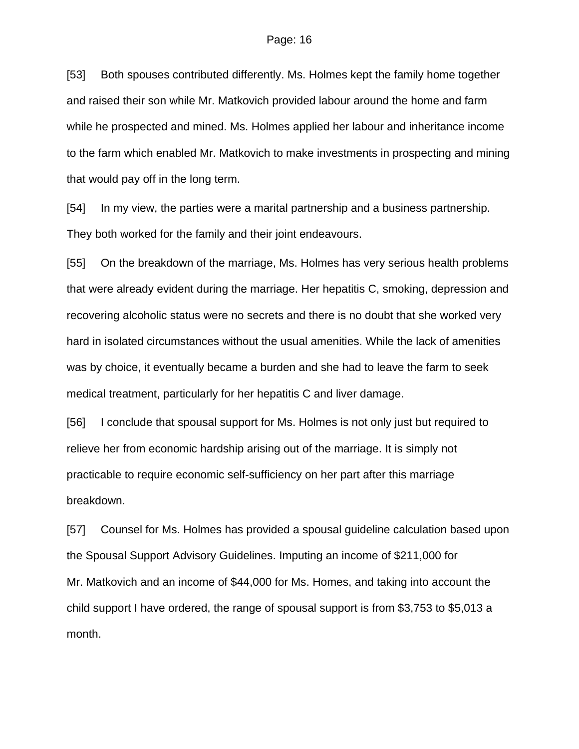[53] Both spouses contributed differently. Ms. Holmes kept the family home together and raised their son while Mr. Matkovich provided labour around the home and farm while he prospected and mined. Ms. Holmes applied her labour and inheritance income to the farm which enabled Mr. Matkovich to make investments in prospecting and mining that would pay off in the long term.

[54] In my view, the parties were a marital partnership and a business partnership. They both worked for the family and their joint endeavours.

[55] On the breakdown of the marriage, Ms. Holmes has very serious health problems that were already evident during the marriage. Her hepatitis C, smoking, depression and recovering alcoholic status were no secrets and there is no doubt that she worked very hard in isolated circumstances without the usual amenities. While the lack of amenities was by choice, it eventually became a burden and she had to leave the farm to seek medical treatment, particularly for her hepatitis C and liver damage.

[56] I conclude that spousal support for Ms. Holmes is not only just but required to relieve her from economic hardship arising out of the marriage. It is simply not practicable to require economic self-sufficiency on her part after this marriage breakdown.

[57] Counsel for Ms. Holmes has provided a spousal guideline calculation based upon the Spousal Support Advisory Guidelines. Imputing an income of $211,000 for Mr. Matkovich and an income of $44,000 for Ms. Homes, and taking into account the child support I have ordered, the range of spousal support is from $3,753 to $5,013 a month.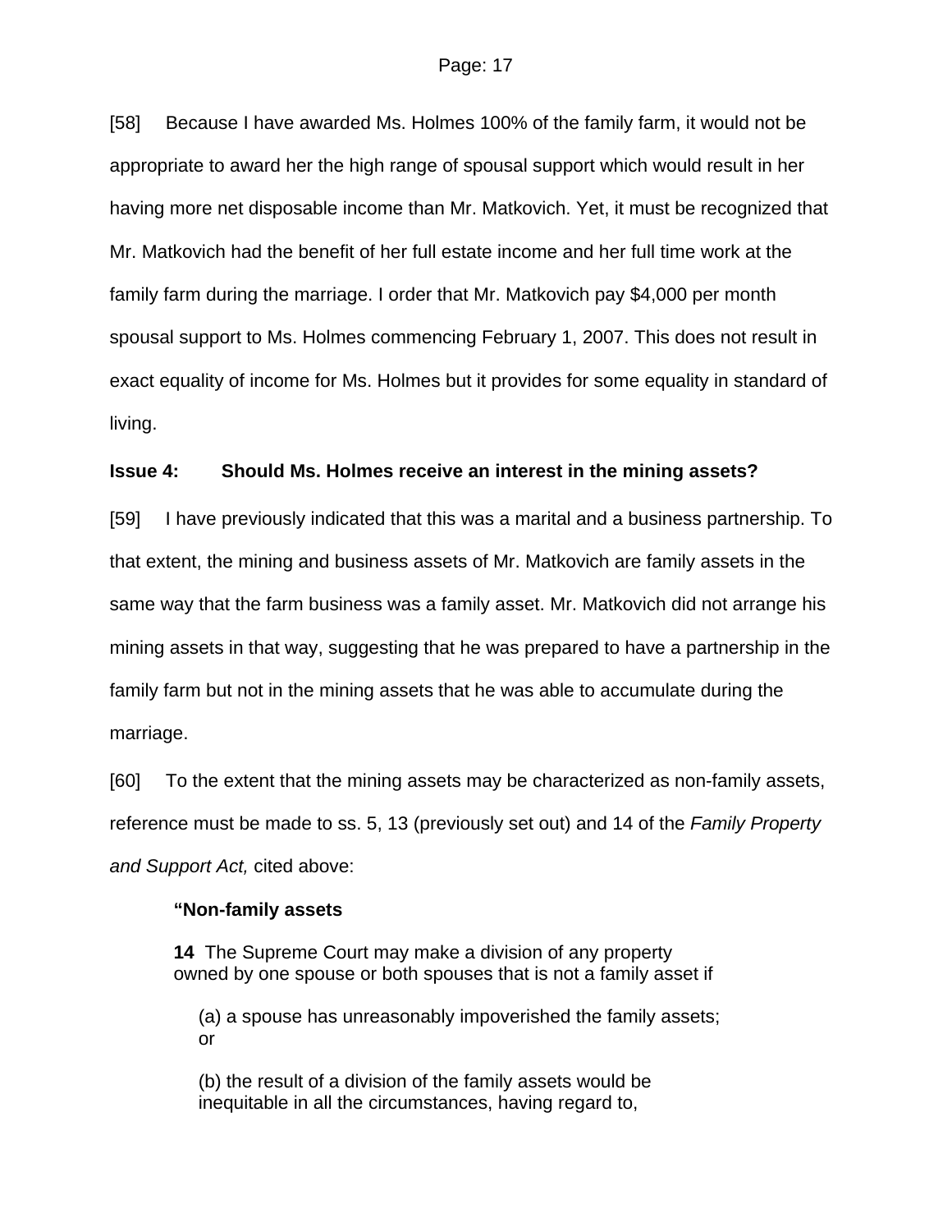[58] Because I have awarded Ms. Holmes 100% of the family farm, it would not be appropriate to award her the high range of spousal support which would result in her having more net disposable income than Mr. Matkovich. Yet, it must be recognized that Mr. Matkovich had the benefit of her full estate income and her full time work at the family farm during the marriage. I order that Mr. Matkovich pay $4,000 per month spousal support to Ms. Holmes commencing February 1, 2007. This does not result in exact equality of income for Ms. Holmes but it provides for some equality in standard of living.

**Issue 4: Should Ms. Holmes receive an interest in the mining assets?**

[59] I have previously indicated that this was a marital and a business partnership. To that extent, the mining and business assets of Mr. Matkovich are family assets in the same way that the farm business was a family asset. Mr. Matkovich did not arrange his mining assets in that way, suggesting that he was prepared to have a partnership in the family farm but not in the mining assets that he was able to accumulate during the marriage.

[60] To the extent that the mining assets may be characterized as non-family assets, reference must be made to ss. 5, 13 (previously set out) and 14 of the *Family Property and Support Act,* cited above:

> **"Non-family assets**
>
> **14** The Supreme Court may make a division of any property owned by one spouse or both spouses that is not a family asset if
>
> (a) a spouse has unreasonably impoverished the family assets; or
>
> (b) the result of a division of the family assets would be inequitable in all the circumstances, having regard to,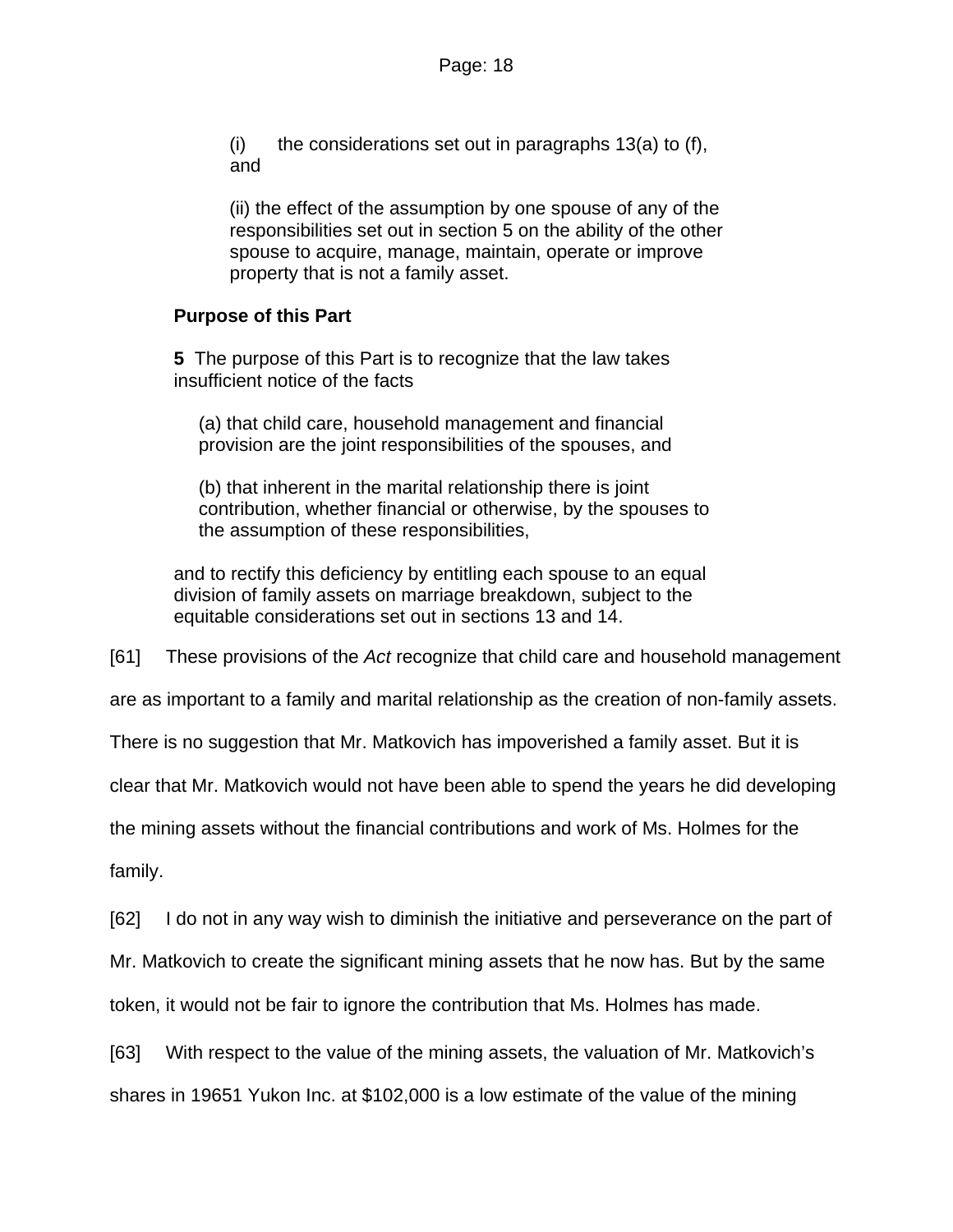(i) the considerations set out in paragraphs 13(a) to (f), and

(ii) the effect of the assumption by one spouse of any of the responsibilities set out in section 5 on the ability of the other spouse to acquire, manage, maintain, operate or improve property that is not a family asset.

**Purpose of this Part**

**5** The purpose of this Part is to recognize that the law takes insufficient notice of the facts

(a) that child care, household management and financial provision are the joint responsibilities of the spouses, and

(b) that inherent in the marital relationship there is joint contribution, whether financial or otherwise, by the spouses to the assumption of these responsibilities,

and to rectify this deficiency by entitling each spouse to an equal division of family assets on marriage breakdown, subject to the equitable considerations set out in sections 13 and 14.

[61] These provisions of the *Act* recognize that child care and household management are as important to a family and marital relationship as the creation of non-family assets. There is no suggestion that Mr. Matkovich has impoverished a family asset. But it is clear that Mr. Matkovich would not have been able to spend the years he did developing the mining assets without the financial contributions and work of Ms. Holmes for the family.

[62] I do not in any way wish to diminish the initiative and perseverance on the part of Mr. Matkovich to create the significant mining assets that he now has. But by the same token, it would not be fair to ignore the contribution that Ms. Holmes has made.

[63] With respect to the value of the mining assets, the valuation of Mr. Matkovich's shares in 19651 Yukon Inc. at $102,000 is a low estimate of the value of the mining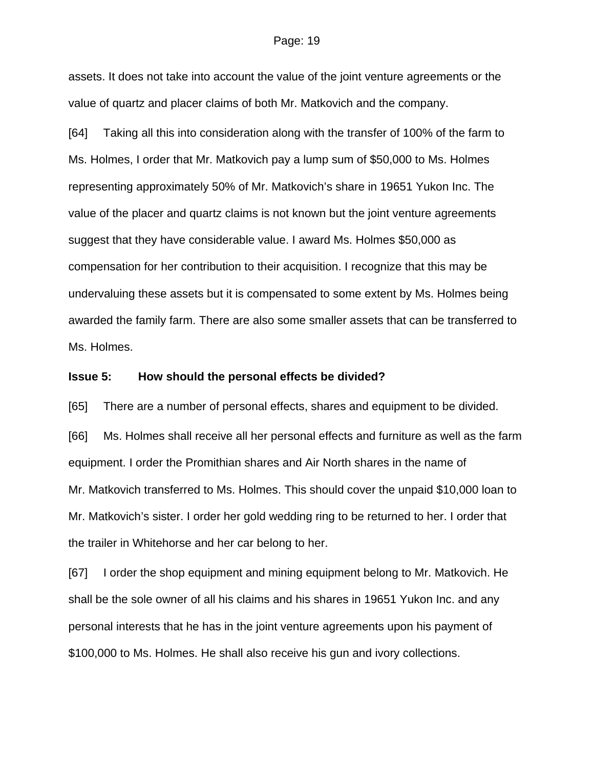assets. It does not take into account the value of the joint venture agreements or the value of quartz and placer claims of both Mr. Matkovich and the company.

[64] Taking all this into consideration along with the transfer of 100% of the farm to Ms. Holmes, I order that Mr. Matkovich pay a lump sum of $50,000 to Ms. Holmes representing approximately 50% of Mr. Matkovich's share in 19651 Yukon Inc. The value of the placer and quartz claims is not known but the joint venture agreements suggest that they have considerable value. I award Ms. Holmes $50,000 as compensation for her contribution to their acquisition. I recognize that this may be undervaluing these assets but it is compensated to some extent by Ms. Holmes being awarded the family farm. There are also some smaller assets that can be transferred to Ms. Holmes.

**Issue 5: How should the personal effects be divided?**

[65] There are a number of personal effects, shares and equipment to be divided.

[66] Ms. Holmes shall receive all her personal effects and furniture as well as the farm equipment. I order the Promithian shares and Air North shares in the name of Mr. Matkovich transferred to Ms. Holmes. This should cover the unpaid $10,000 loan to Mr. Matkovich's sister. I order her gold wedding ring to be returned to her. I order that the trailer in Whitehorse and her car belong to her.

[67] I order the shop equipment and mining equipment belong to Mr. Matkovich. He shall be the sole owner of all his claims and his shares in 19651 Yukon Inc. and any personal interests that he has in the joint venture agreements upon his payment of $100,000 to Ms. Holmes. He shall also receive his gun and ivory collections.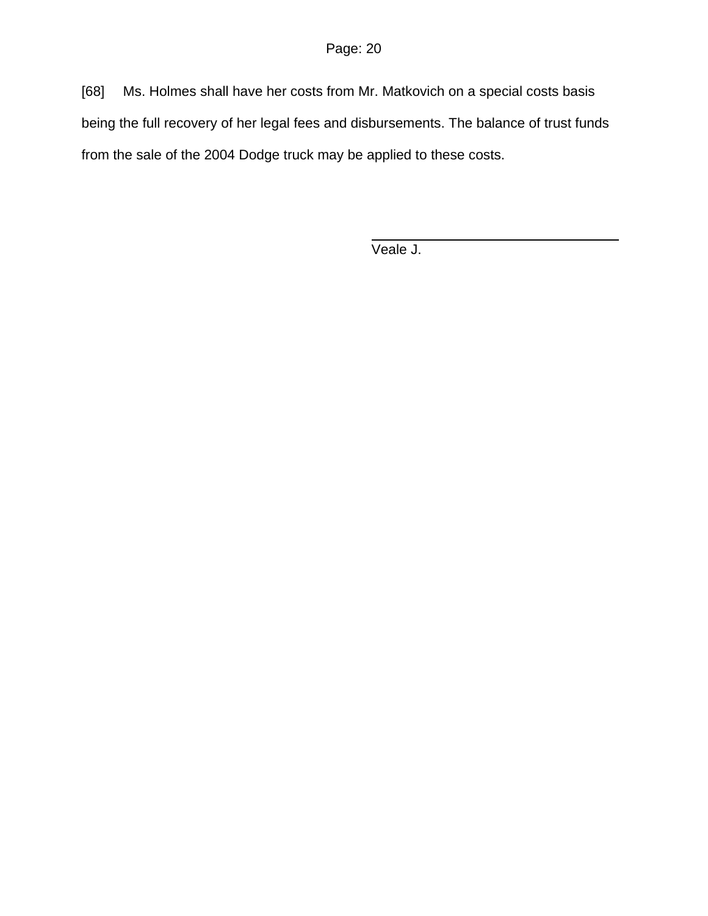[68] Ms. Holmes shall have her costs from Mr. Matkovich on a special costs basis being the full recovery of her legal fees and disbursements. The balance of trust funds from the sale of the 2004 Dodge truck may be applied to these costs.

Veale J.